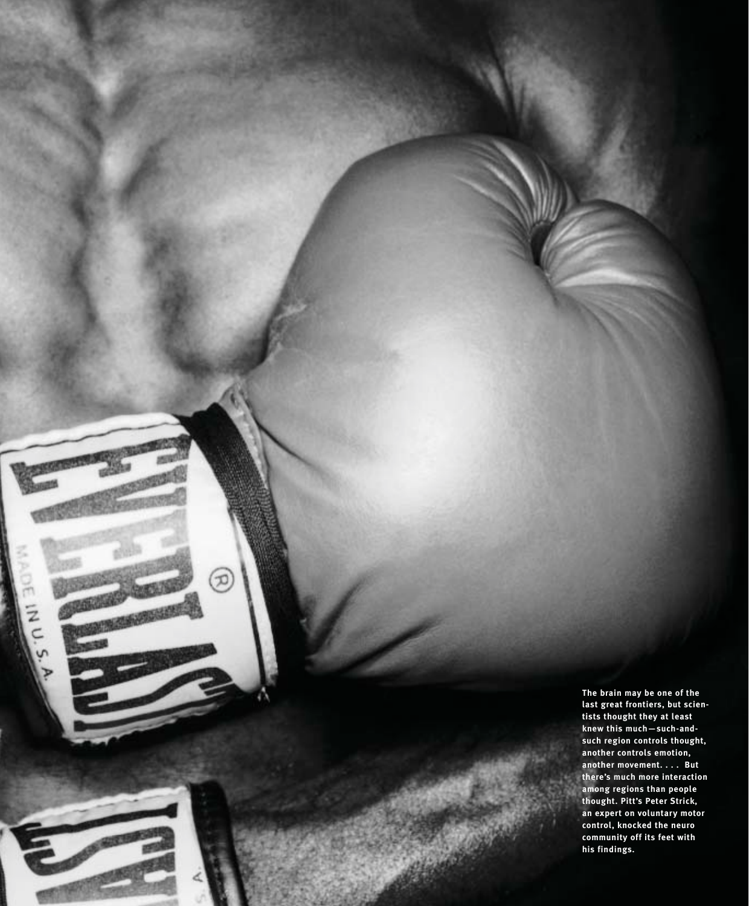The brain may be one of the last great frontiers, but scientists thought they at least knew this much—such-and-such region controls thought, another controls emotion, another movement. . . . But there's much more interaction among regions than people thought. Pitt's Peter Strick, an expert on voluntary motor control, knocked the neuro community off its feet with his findings.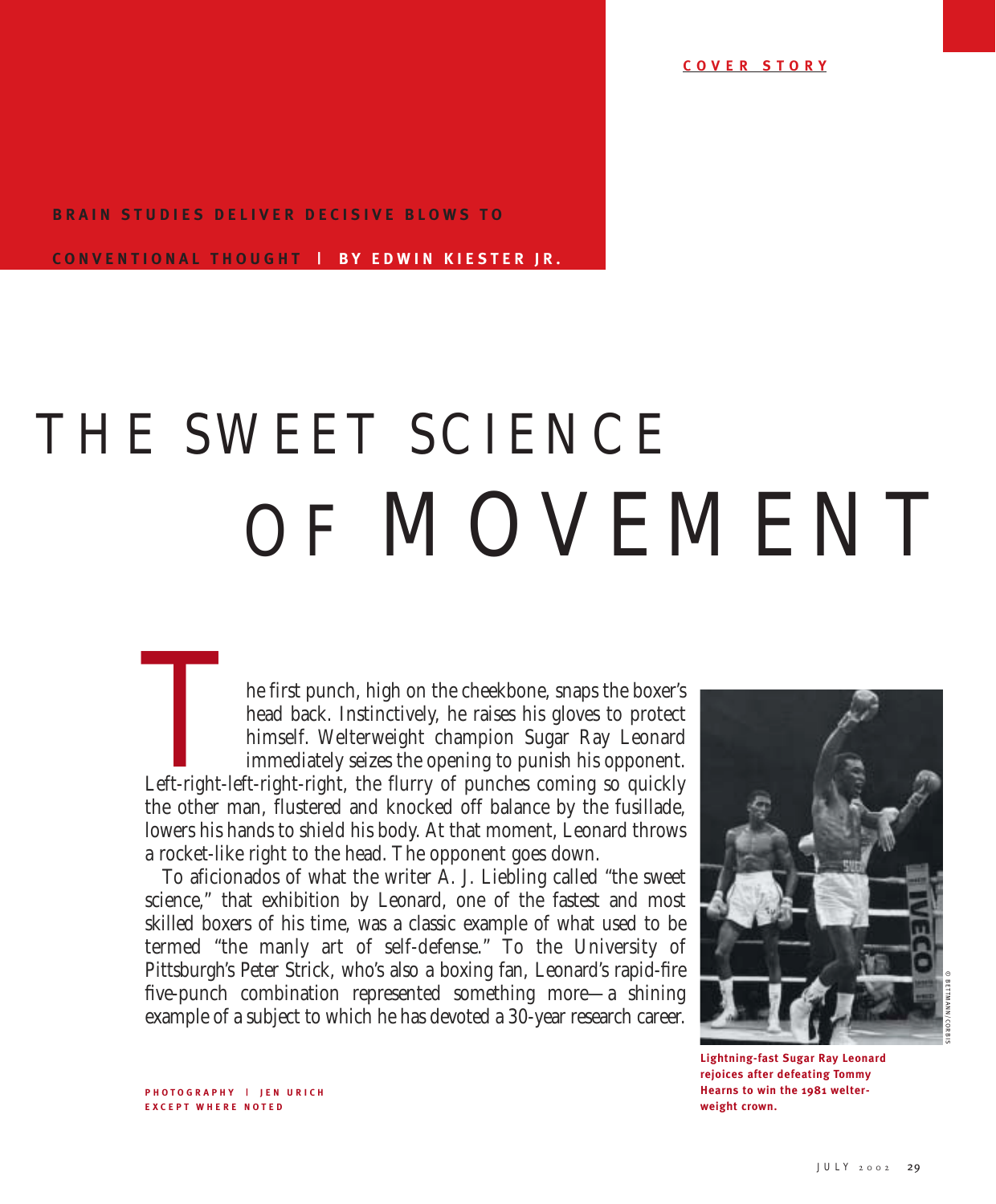COVER STORY

**BRAIN STUDIES DELIVER DECISIVE BLOWS TO CONVENTIONAL THOUGHT | BY EDWIN KIESTER JR.**

# THE SWEET SCIENCE OF MOVEMENT

The first punch, high on the cheekbone, snaps the boxer's head back. Instinctively, he raises his gloves to protect himself. Welterweight champion Sugar Ray Leonard immediately seizes the opening to punish his opponent. Left-right-left-right-right, the flurry of punches coming so quickly the other man, flustered and knocked off balance by the fusillade, lowers his hands to shield his body. At that moment, Leonard throws a rocket-like right to the head. The opponent goes down.

To aficionados of what the writer A. J. Liebling called "the sweet science," that exhibition by Leonard, one of the fastest and most skilled boxers of his time, was a classic example of what used to be termed "the manly art of self-defense." To the University of Pittsburgh's Peter Strick, who's also a boxing fan, Leonard's rapid-fire five-punch combination represented something more—a shining example of a subject to which he has devoted a 30-year research career.

© BETTMANN/CORBIS

**Lightning-fast Sugar Ray Leonard rejoices after defeating Tommy Hearns to win the 1981 welter-weight crown.**

PHOTOGRAPHY | JEN URICH
EXCEPT WHERE NOTED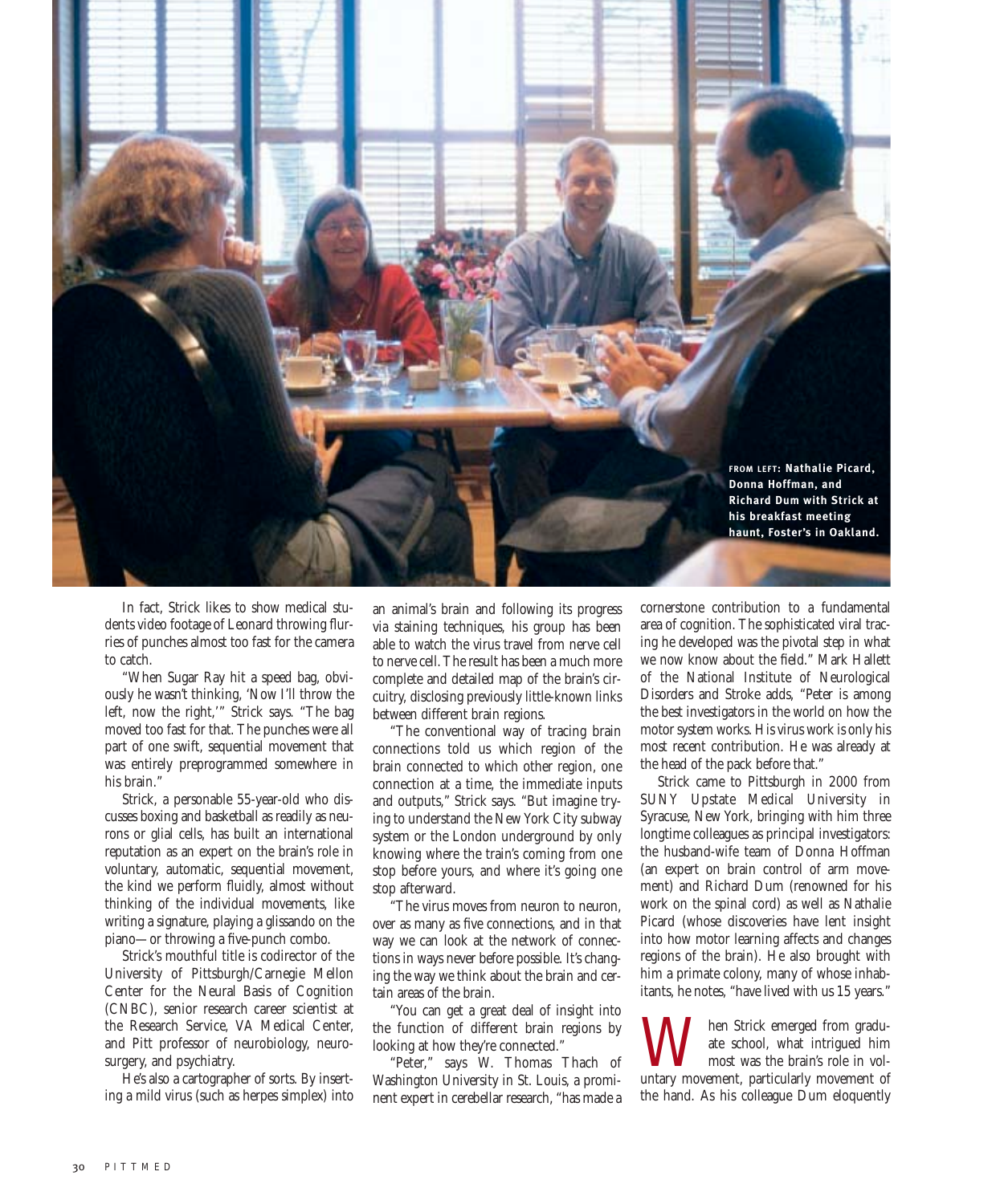FROM LEFT: Nathalie Picard, Donna Hoffman, and Richard Dum with Strick at his breakfast meeting haunt, Foster's in Oakland.

In fact, Strick likes to show medical students video footage of Leonard throwing flurries of punches almost too fast for the camera to catch.

"When Sugar Ray hit a speed bag, obviously he wasn't thinking, 'Now I'll throw the left, now the right,'" Strick says. "The bag moved too fast for that. The punches were all part of one swift, sequential movement that was entirely preprogrammed somewhere in his brain."

Strick, a personable 55-year-old who discusses boxing and basketball as readily as neurons or glial cells, has built an international reputation as an expert on the brain's role in voluntary, automatic, sequential movement, the kind we perform fluidly, almost without thinking of the individual movements, like writing a signature, playing a glissando on the piano—or throwing a five-punch combo.

Strick's mouthful title is codirector of the University of Pittsburgh/Carnegie Mellon Center for the Neural Basis of Cognition (CNBC), senior research career scientist at the Research Service, VA Medical Center, and Pitt professor of neurobiology, neurosurgery, and psychiatry.

He's also a cartographer of sorts. By inserting a mild virus (such as herpes simplex) into an animal's brain and following its progress via staining techniques, his group has been able to watch the virus travel from nerve cell to nerve cell. The result has been a much more complete and detailed map of the brain's circuitry, disclosing previously little-known links between different brain regions.

"The conventional way of tracing brain connections told us which region of the brain connected to which other region, one connection at a time, the immediate inputs and outputs," Strick says. "But imagine trying to understand the New York City subway system or the London underground by only knowing where the train's coming from one stop before yours, and where it's going one stop afterward.

"The virus moves from neuron to neuron, over as many as five connections, and in that way we can look at the network of connections in ways never before possible. It's changing the way we think about the brain and certain areas of the brain.

"You can get a great deal of insight into the function of different brain regions by looking at how they're connected."

"Peter," says W. Thomas Thach of Washington University in St. Louis, a prominent expert in cerebellar research, "has made a cornerstone contribution to a fundamental area of cognition. The sophisticated viral tracing he developed was the pivotal step in what we now know about the field." Mark Hallett of the National Institute of Neurological Disorders and Stroke adds, "Peter is among the best investigators in the world on how the motor system works. His virus work is only his most recent contribution. He was already at the head of the pack before that."

Strick came to Pittsburgh in 2000 from SUNY Upstate Medical University in Syracuse, New York, bringing with him three longtime colleagues as principal investigators: the husband-wife team of Donna Hoffman (an expert on brain control of arm movement) and Richard Dum (renowned for his work on the spinal cord) as well as Nathalie Picard (whose discoveries have lent insight into how motor learning affects and changes regions of the brain). He also brought with him a primate colony, many of whose inhabitants, he notes, "have lived with us 15 years."

When Strick emerged from graduate school, what intrigued him most was the brain's role in voluntary movement, particularly movement of the hand. As his colleague Dum eloquently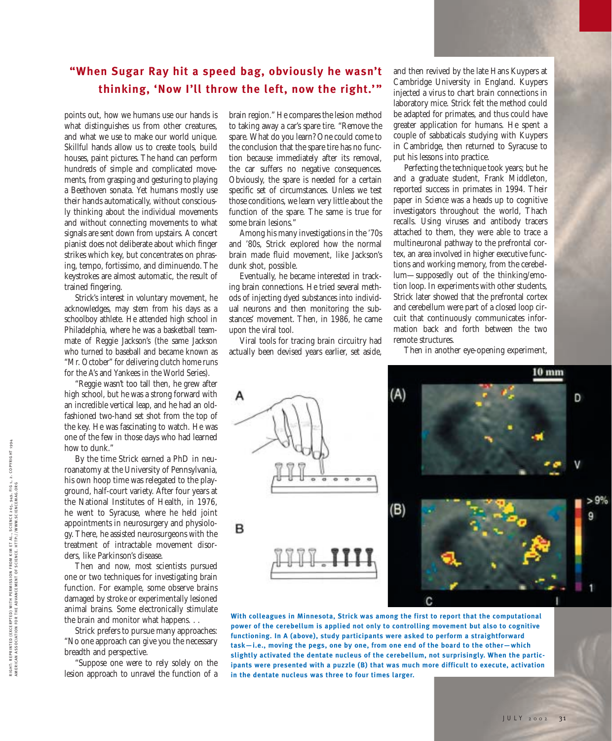**"When Sugar Ray hit a speed bag, obviously he wasn't thinking, 'Now I'll throw the left, now the right.'"**

points out, how we humans use our hands is what distinguishes us from other creatures, and what we use to make our world unique. Skillful hands allow us to create tools, build houses, paint pictures. The hand can perform hundreds of simple and complicated movements, from grasping and gesturing to playing a Beethoven sonata. Yet humans mostly use their hands automatically, without consciously thinking about the individual movements and without connecting movements to what signals are sent down from upstairs. A concert pianist does not deliberate about which finger strikes which key, but concentrates on phrasing, tempo, fortissimo, and diminuendo. The keystrokes are almost automatic, the result of trained fingering.

Strick's interest in voluntary movement, he acknowledges, may stem from his days as a schoolboy athlete. He attended high school in Philadelphia, where he was a basketball teammate of Reggie Jackson's (the same Jackson who turned to baseball and became known as "Mr. October" for delivering clutch home runs for the A's and Yankees in the World Series).

"Reggie wasn't too tall then, he grew after high school, but he was a strong forward with an incredible vertical leap, and he had an old-fashioned two-hand set shot from the top of the key. He was fascinating to watch. He was one of the few in those days who had learned how to dunk."

By the time Strick earned a PhD in neuroanatomy at the University of Pennsylvania, his own hoop time was relegated to the playground, half-court variety. After four years at the National Institutes of Health, in 1976, he went to Syracuse, where he held joint appointments in neurosurgery and physiology. There, he assisted neurosurgeons with the treatment of intractable movement disorders, like Parkinson's disease.

Then and now, most scientists pursued one or two techniques for investigating brain function. For example, some observe brains damaged by stroke or experimentally lesioned animal brains. Some electronically stimulate the brain and monitor what happens. . .

Strick prefers to pursue many approaches: "No one approach can give you the necessary breadth and perspective.

"Suppose one were to rely solely on the lesion approach to unravel the function of a brain region." He compares the lesion method to taking away a car's spare tire. "Remove the spare. What do you learn? One could come to the conclusion that the spare tire has no function because immediately after its removal, the car suffers no negative consequences. Obviously, the spare is needed for a certain specific set of circumstances. Unless we test those conditions, we learn very little about the function of the spare. The same is true for some brain lesions."

Among his many investigations in the '70s and '80s, Strick explored how the normal brain made fluid movement, like Jackson's dunk shot, possible.

Eventually, he became interested in tracking brain connections. He tried several methods of injecting dyed substances into individual neurons and then monitoring the substances' movement. Then, in 1986, he came upon the viral tool.

Viral tools for tracing brain circuitry had actually been devised years earlier, set aside, and then revived by the late Hans Kuypers at Cambridge University in England. Kuypers injected a virus to chart brain connections in laboratory mice. Strick felt the method could be adapted for primates, and thus could have greater application for humans. He spent a couple of sabbaticals studying with Kuypers in Cambridge, then returned to Syracuse to put his lessons into practice.

Perfecting the technique took years; but he and a graduate student, Frank Middleton, reported success in primates in 1994. Their paper in *Science* was a heads up to cognitive investigators throughout the world, Thach recalls. Using viruses and antibody tracers attached to them, they were able to trace a multineuronal pathway to the prefrontal cortex, an area involved in higher executive functions and working memory, from the cerebellum—supposedly out of the thinking/emotion loop. In experiments with other students, Strick later showed that the prefrontal cortex and cerebellum were part of a closed loop circuit that continuously communicates information back and forth between the two remote structures.

Then in another eye-opening experiment,

**With colleagues in Minnesota, Strick was among the first to report that the computational power of the cerebellum is applied not only to controlling movement but also to cognitive functioning. In A (above), study participants were asked to perform a straightforward task—i.e., moving the pegs, one by one, from one end of the board to the other—which slightly activated the dentate nucleus of the cerebellum, not surprisingly. When the participants were presented with a puzzle (B) that was much more difficult to execute, activation in the dentate nucleus was three to four times larger.**

RIGHT: REPRINTED (EXCERPTED) WITH PERMISSION FROM KIM ET AL., SCIENCE 265, 949, FIG 1, 2. COPYRIGHT 1994 AMERICAN ASSOCIATION FOR THE ADVANCEMENT OF SCIENCE. HTTP://WWW.SCIENCEMAG.ORG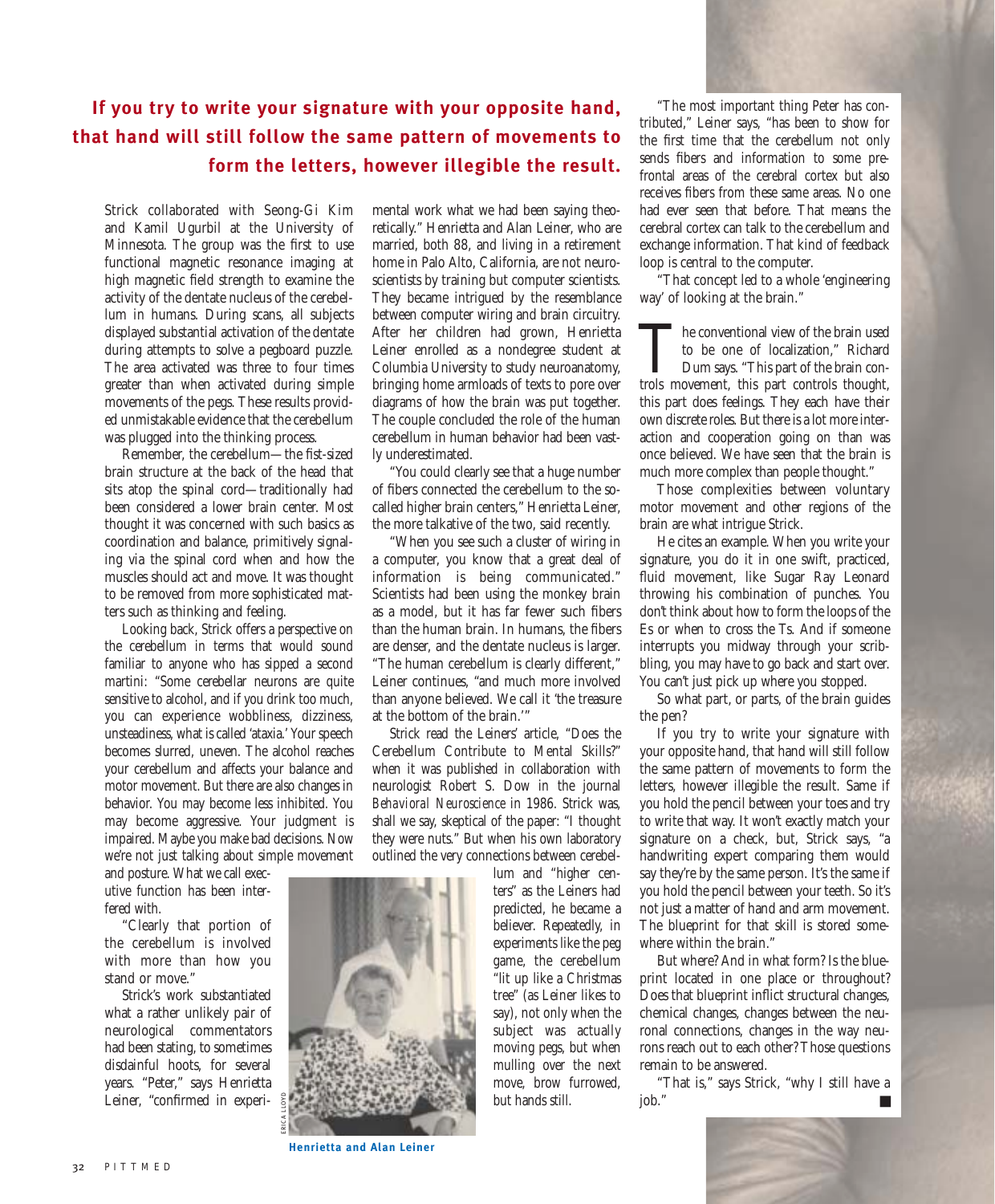**If you try to write your signature with your opposite hand, that hand will still follow the same pattern of movements to form the letters, however illegible the result.**

Strick collaborated with Seong-Gi Kim and Kamil Ugurbil at the University of Minnesota. The group was the first to use functional magnetic resonance imaging at high magnetic field strength to examine the activity of the dentate nucleus of the cerebellum in humans. During scans, all subjects displayed substantial activation of the dentate during attempts to solve a pegboard puzzle. The area activated was three to four times greater than when activated during simple movements of the pegs. These results provided unmistakable evidence that the cerebellum was plugged into the thinking process.

Remember, the cerebellum—the fist-sized brain structure at the back of the head that sits atop the spinal cord—traditionally had been considered a lower brain center. Most thought it was concerned with such basics as coordination and balance, primitively signaling via the spinal cord when and how the muscles should act and move. It was thought to be removed from more sophisticated matters such as thinking and feeling.

Looking back, Strick offers a perspective on the cerebellum in terms that would sound familiar to anyone who has sipped a second martini: "Some cerebellar neurons are quite sensitive to alcohol, and if you drink too much, you can experience wobbliness, dizziness, unsteadiness, what is called 'ataxia.' Your speech becomes slurred, uneven. The alcohol reaches your cerebellum and affects your balance and motor movement. But there are also changes in behavior. You may become less inhibited. You may become aggressive. Your judgment is impaired. Maybe you make bad decisions. Now we're not just talking about simple movement and posture. What we call executive function has been interfered with.

"Clearly that portion of the cerebellum is involved with more than how you stand or move."

Strick's work substantiated what a rather unlikely pair of neurological commentators had been stating, to sometimes disdainful hoots, for several years. "Peter," says Henrietta Leiner, "confirmed in experimental work what we had been saying theoretically." Henrietta and Alan Leiner, who are married, both 88, and living in a retirement home in Palo Alto, California, are not neuroscientists by training but computer scientists. They became intrigued by the resemblance between computer wiring and brain circuitry. After her children had grown, Henrietta Leiner enrolled as a nondegree student at Columbia University to study neuroanatomy, bringing home armloads of texts to pore over diagrams of how the brain was put together. The couple concluded the role of the human cerebellum in human behavior had been vastly underestimated.

"You could clearly see that a huge number of fibers connected the cerebellum to the so-called higher brain centers," Henrietta Leiner, the more talkative of the two, said recently.

"When you see such a cluster of wiring in a computer, you know that a great deal of information is being communicated." Scientists had been using the monkey brain as a model, but it has far fewer such fibers than the human brain. In humans, the fibers are denser, and the dentate nucleus is larger. "The human cerebellum is clearly different," Leiner continues, "and much more involved than anyone believed. We call it 'the treasure at the bottom of the brain.'"

Strick read the Leiners' article, "Does the Cerebellum Contribute to Mental Skills?" when it was published in collaboration with neurologist Robert S. Dow in the journal *Behavioral Neuroscience* in 1986. Strick was, shall we say, skeptical of the paper: "I thought they were nuts." But when his own laboratory outlined the very connections between cerebellum and "higher centers" as the Leiners had predicted, he became a believer. Repeatedly, in experiments like the peg game, the cerebellum "lit up like a Christmas tree" (as Leiner likes to say), not only when the subject was actually moving pegs, but when mulling over the next move, brow furrowed, but hands still.

ERICA LLOYD

**Henrietta and Alan Leiner**

"The most important thing Peter has contributed," Leiner says, "has been to show for the first time that the cerebellum not only sends fibers and information to some prefrontal areas of the cerebral cortex but also receives fibers from these same areas. No one had ever seen that before. That means the cerebral cortex can talk to the cerebellum and exchange information. That kind of feedback loop is central to the computer.

"That concept led to a whole 'engineering way' of looking at the brain."

"The conventional view of the brain used to be one of localization," Richard Dum says. "This part of the brain controls movement, this part controls thought, this part does feelings. They each have their own discrete roles. But there is a lot more interaction and cooperation going on than was once believed. We have seen that the brain is much more complex than people thought."

Those complexities between voluntary motor movement and other regions of the brain are what intrigue Strick.

He cites an example. When you write your signature, you do it in one swift, practiced, fluid movement, like Sugar Ray Leonard throwing his combination of punches. You don't think about how to form the loops of the Es or when to cross the Ts. And if someone interrupts you midway through your scribbling, you may have to go back and start over. You can't just pick up where you stopped.

So what part, or parts, of the brain guides the pen?

If you try to write your signature with your opposite hand, that hand will still follow the same pattern of movements to form the letters, however illegible the result. Same if you hold the pencil between your toes and try to write that way. It won't exactly match your signature on a check, but, Strick says, "a handwriting expert comparing them would say they're by the same person. It's the same if you hold the pencil between your teeth. So it's not just a matter of hand and arm movement. The blueprint for that skill is stored somewhere within the brain."

But where? And in what form? Is the blueprint located in one place or throughout? Does that blueprint inflict structural changes, chemical changes, changes between the neuronal connections, changes in the way neurons reach out to each other? Those questions remain to be answered.

"That is," says Strick, "why I still have a job." ■